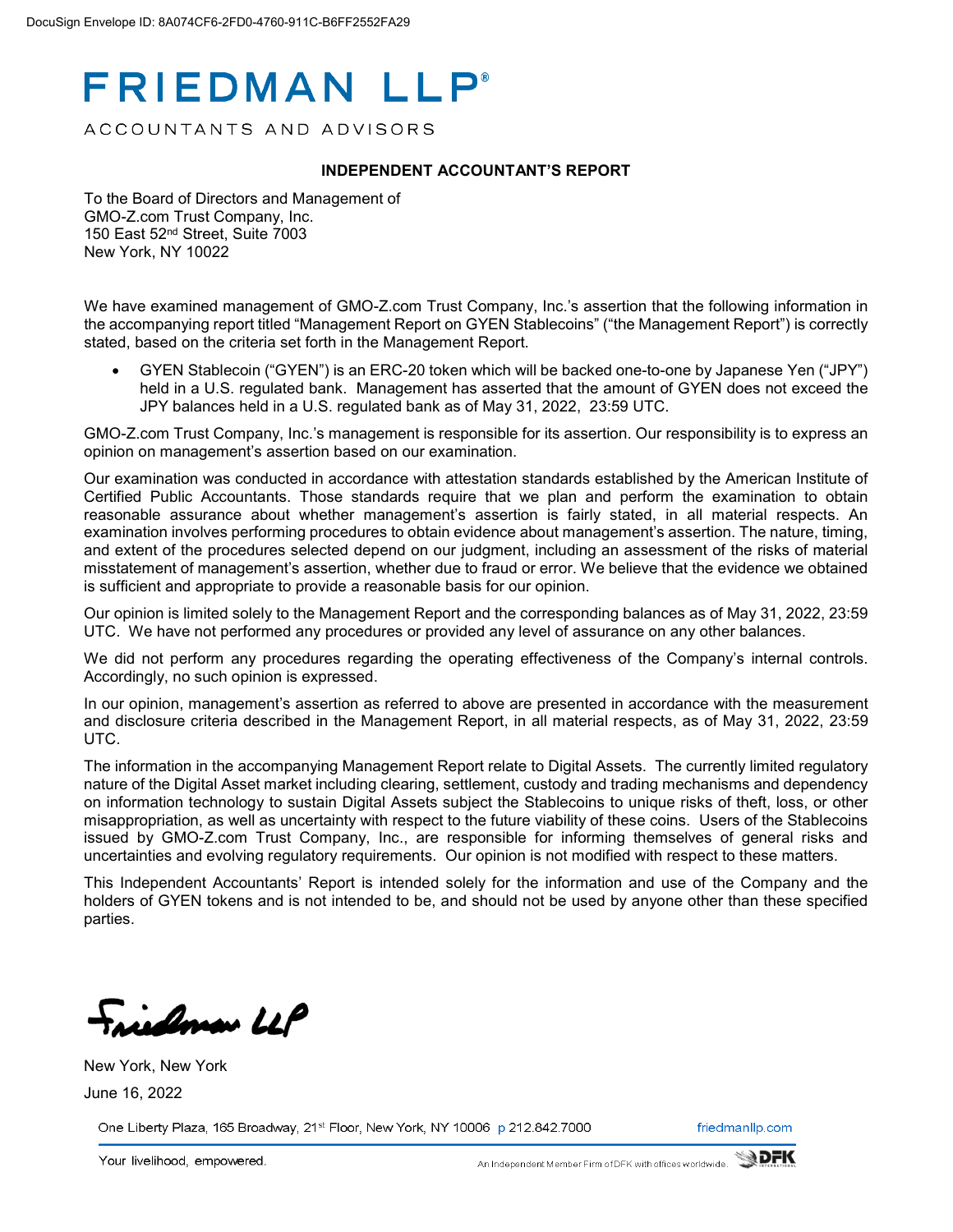DocuSign Envelope ID: 8A074CF6-2FD0-4760-911C-B6FF2552FA29

# FRIEDMAN LLP®

ACCOUNTANTS AND ADVISORS

## INDEPENDENT ACCOUNTANT'S REPORT

To the Board of Directors and Management of
GMO-Z.com Trust Company, Inc.
150 East 52nd Street, Suite 7003
New York, NY 10022

We have examined management of GMO-Z.com Trust Company, Inc.'s assertion that the following information in the accompanying report titled "Management Report on GYEN Stablecoins" ("the Management Report") is correctly stated, based on the criteria set forth in the Management Report.

- GYEN Stablecoin ("GYEN") is an ERC-20 token which will be backed one-to-one by Japanese Yen ("JPY") held in a U.S. regulated bank. Management has asserted that the amount of GYEN does not exceed the JPY balances held in a U.S. regulated bank as of May 31, 2022, 23:59 UTC.

GMO-Z.com Trust Company, Inc.'s management is responsible for its assertion. Our responsibility is to express an opinion on management's assertion based on our examination.

Our examination was conducted in accordance with attestation standards established by the American Institute of Certified Public Accountants. Those standards require that we plan and perform the examination to obtain reasonable assurance about whether management's assertion is fairly stated, in all material respects. An examination involves performing procedures to obtain evidence about management's assertion. The nature, timing, and extent of the procedures selected depend on our judgment, including an assessment of the risks of material misstatement of management's assertion, whether due to fraud or error. We believe that the evidence we obtained is sufficient and appropriate to provide a reasonable basis for our opinion.

Our opinion is limited solely to the Management Report and the corresponding balances as of May 31, 2022, 23:59 UTC. We have not performed any procedures or provided any level of assurance on any other balances.

We did not perform any procedures regarding the operating effectiveness of the Company's internal controls. Accordingly, no such opinion is expressed.

In our opinion, management's assertion as referred to above are presented in accordance with the measurement and disclosure criteria described in the Management Report, in all material respects, as of May 31, 2022, 23:59 UTC.

The information in the accompanying Management Report relate to Digital Assets. The currently limited regulatory nature of the Digital Asset market including clearing, settlement, custody and trading mechanisms and dependency on information technology to sustain Digital Assets subject the Stablecoins to unique risks of theft, loss, or other misappropriation, as well as uncertainty with respect to the future viability of these coins. Users of the Stablecoins issued by GMO-Z.com Trust Company, Inc., are responsible for informing themselves of general risks and uncertainties and evolving regulatory requirements. Our opinion is not modified with respect to these matters.

This Independent Accountants' Report is intended solely for the information and use of the Company and the holders of GYEN tokens and is not intended to be, and should not be used by anyone other than these specified parties.

Friedman LLP

New York, New York

June 16, 2022

One Liberty Plaza, 165 Broadway, 21st Floor, New York, NY 10006 p 212.842.7000 friedmanllp.com

Your livelihood, empowered. An Independent Member Firm of DFK with offices worldwide. DFK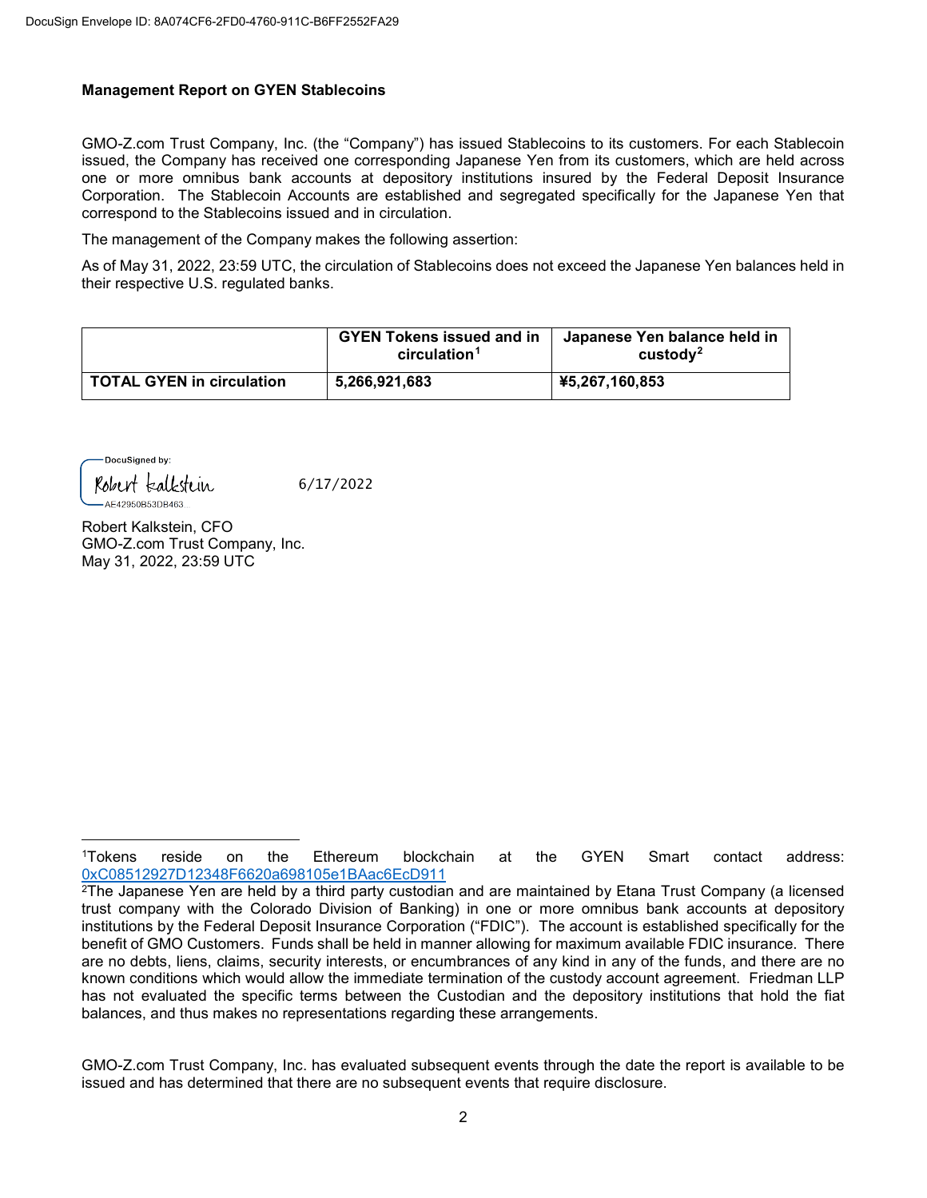**Management Report on GYEN Stablecoins**

GMO-Z.com Trust Company, Inc. (the "Company") has issued Stablecoins to its customers. For each Stablecoin issued, the Company has received one corresponding Japanese Yen from its customers, which are held across one or more omnibus bank accounts at depository institutions insured by the Federal Deposit Insurance Corporation. The Stablecoin Accounts are established and segregated specifically for the Japanese Yen that correspond to the Stablecoins issued and in circulation.

The management of the Company makes the following assertion:

As of May 31, 2022, 23:59 UTC, the circulation of Stablecoins does not exceed the Japanese Yen balances held in their respective U.S. regulated banks.

| | GYEN Tokens issued and in circulation[1] | Japanese Yen balance held in custody[2] |
|---|---|---|
| **TOTAL GYEN in circulation** | **5,266,921,683** | **¥5,267,160,853** |

DocuSigned by:
Robert Kalkstein
AE42950B53DB463

6/17/2022

Robert Kalkstein, CFO
GMO-Z.com Trust Company, Inc.
May 31, 2022, 23:59 UTC

---

[1]Tokens reside on the Ethereum blockchain at the GYEN Smart contact address: 0xC08512927D12348F6620a698105e1BAac6EcD911

[2]The Japanese Yen are held by a third party custodian and are maintained by Etana Trust Company (a licensed trust company with the Colorado Division of Banking) in one or more omnibus bank accounts at depository institutions by the Federal Deposit Insurance Corporation ("FDIC"). The account is established specifically for the benefit of GMO Customers. Funds shall be held in manner allowing for maximum available FDIC insurance. There are no debts, liens, claims, security interests, or encumbrances of any kind in any of the funds, and there are no known conditions which would allow the immediate termination of the custody account agreement. Friedman LLP has not evaluated the specific terms between the Custodian and the depository institutions that hold the fiat balances, and thus makes no representations regarding these arrangements.

GMO-Z.com Trust Company, Inc. has evaluated subsequent events through the date the report is available to be issued and has determined that there are no subsequent events that require disclosure.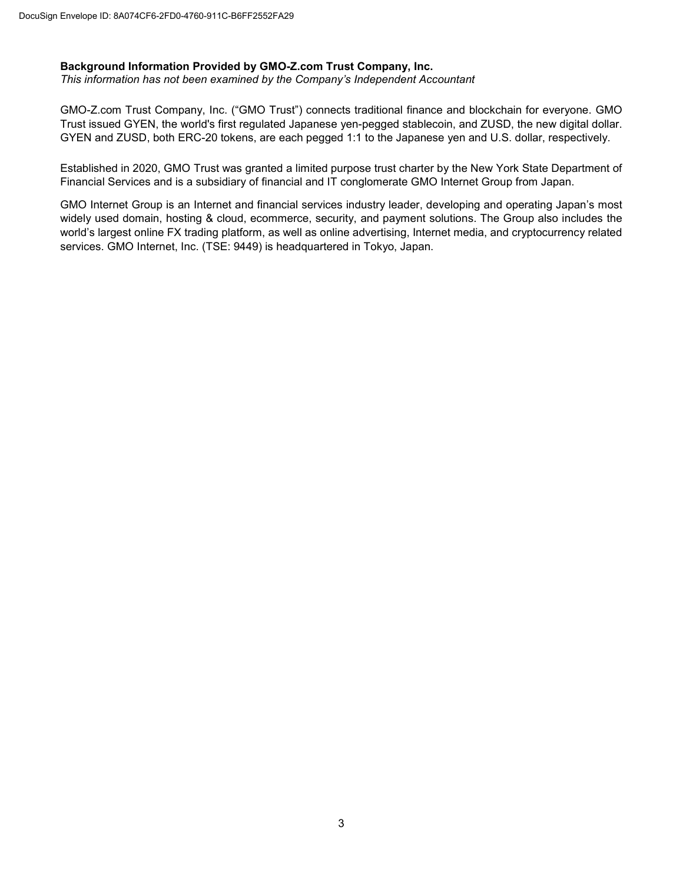**Background Information Provided by GMO-Z.com Trust Company, Inc.**
*This information has not been examined by the Company's Independent Accountant*

GMO-Z.com Trust Company, Inc. ("GMO Trust") connects traditional finance and blockchain for everyone. GMO Trust issued GYEN, the world's first regulated Japanese yen-pegged stablecoin, and ZUSD, the new digital dollar. GYEN and ZUSD, both ERC-20 tokens, are each pegged 1:1 to the Japanese yen and U.S. dollar, respectively.

Established in 2020, GMO Trust was granted a limited purpose trust charter by the New York State Department of Financial Services and is a subsidiary of financial and IT conglomerate GMO Internet Group from Japan.

GMO Internet Group is an Internet and financial services industry leader, developing and operating Japan's most widely used domain, hosting & cloud, ecommerce, security, and payment solutions. The Group also includes the world's largest online FX trading platform, as well as online advertising, Internet media, and cryptocurrency related services. GMO Internet, Inc. (TSE: 9449) is headquartered in Tokyo, Japan.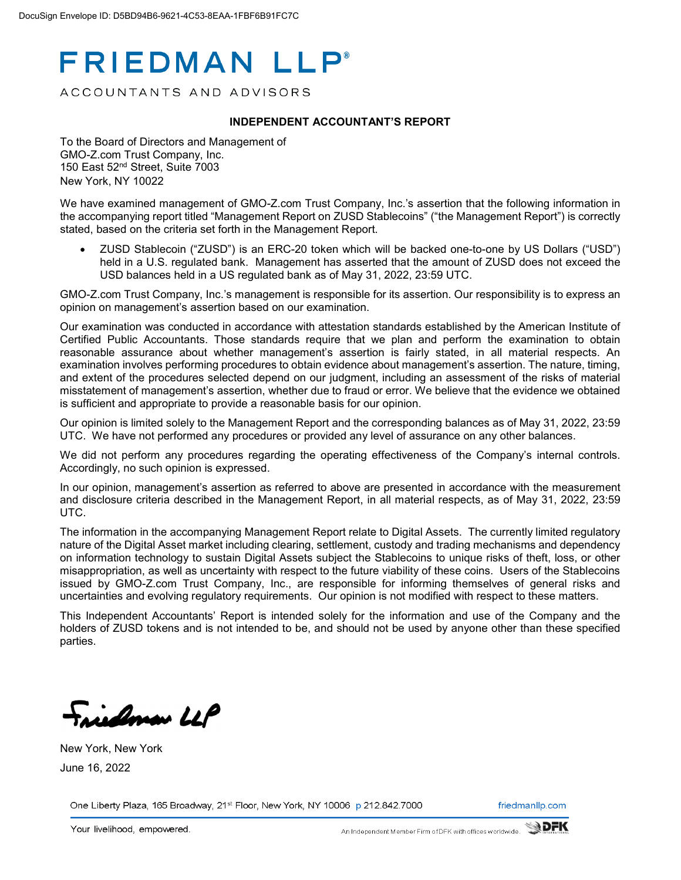# FRIEDMAN LLP®

ACCOUNTANTS AND ADVISORS

**INDEPENDENT ACCOUNTANT'S REPORT**

To the Board of Directors and Management of
GMO-Z.com Trust Company, Inc.
150 East 52nd Street, Suite 7003
New York, NY 10022

We have examined management of GMO-Z.com Trust Company, Inc.'s assertion that the following information in the accompanying report titled "Management Report on ZUSD Stablecoins" ("the Management Report") is correctly stated, based on the criteria set forth in the Management Report.

- ZUSD Stablecoin ("ZUSD") is an ERC-20 token which will be backed one-to-one by US Dollars ("USD") held in a U.S. regulated bank. Management has asserted that the amount of ZUSD does not exceed the USD balances held in a US regulated bank as of May 31, 2022, 23:59 UTC.

GMO-Z.com Trust Company, Inc.'s management is responsible for its assertion. Our responsibility is to express an opinion on management's assertion based on our examination.

Our examination was conducted in accordance with attestation standards established by the American Institute of Certified Public Accountants. Those standards require that we plan and perform the examination to obtain reasonable assurance about whether management's assertion is fairly stated, in all material respects. An examination involves performing procedures to obtain evidence about management's assertion. The nature, timing, and extent of the procedures selected depend on our judgment, including an assessment of the risks of material misstatement of management's assertion, whether due to fraud or error. We believe that the evidence we obtained is sufficient and appropriate to provide a reasonable basis for our opinion.

Our opinion is limited solely to the Management Report and the corresponding balances as of May 31, 2022, 23:59 UTC. We have not performed any procedures or provided any level of assurance on any other balances.

We did not perform any procedures regarding the operating effectiveness of the Company's internal controls. Accordingly, no such opinion is expressed.

In our opinion, management's assertion as referred to above are presented in accordance with the measurement and disclosure criteria described in the Management Report, in all material respects, as of May 31, 2022, 23:59 UTC.

The information in the accompanying Management Report relate to Digital Assets. The currently limited regulatory nature of the Digital Asset market including clearing, settlement, custody and trading mechanisms and dependency on information technology to sustain Digital Assets subject the Stablecoins to unique risks of theft, loss, or other misappropriation, as well as uncertainty with respect to the future viability of these coins. Users of the Stablecoins issued by GMO-Z.com Trust Company, Inc., are responsible for informing themselves of general risks and uncertainties and evolving regulatory requirements. Our opinion is not modified with respect to these matters.

This Independent Accountants' Report is intended solely for the information and use of the Company and the holders of ZUSD tokens and is not intended to be, and should not be used by anyone other than these specified parties.

Friedman LLP

New York, New York
June 16, 2022

One Liberty Plaza, 165 Broadway, 21st Floor, New York, NY 10006 p 212.842.7000 friedmanllp.com

Your livelihood, empowered.

An Independent Member Firm of DFK with offices worldwide.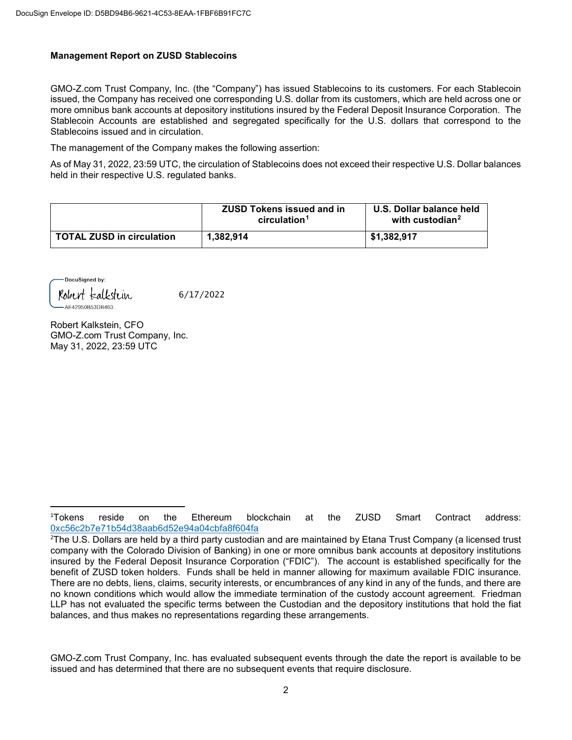DocuSign Envelope ID: D5BD94B6-9621-4C53-8EAA-1FBF6B91FC7C

**Management Report on ZUSD Stablecoins**

GMO-Z.com Trust Company, Inc. (the "Company") has issued Stablecoins to its customers. For each Stablecoin issued, the Company has received one corresponding U.S. dollar from its customers, which are held across one or more omnibus bank accounts at depository institutions insured by the Federal Deposit Insurance Corporation. The Stablecoin Accounts are established and segregated specifically for the U.S. dollars that correspond to the Stablecoins issued and in circulation.

The management of the Company makes the following assertion:

As of May 31, 2022, 23:59 UTC, the circulation of Stablecoins does not exceed their respective U.S. Dollar balances held in their respective U.S. regulated banks.

| | ZUSD Tokens issued and in circulation[1] | U.S. Dollar balance held with custodian[2] |
|---|---|---|
| **TOTAL ZUSD in circulation** | **1,382,914** | **$1,382,917** |

DocuSigned by:
Robert Kalkstein
AE42950B53DB463

6/17/2022

Robert Kalkstein, CFO
GMO-Z.com Trust Company, Inc.
May 31, 2022, 23:59 UTC

---

[1]Tokens reside on the Ethereum blockchain at the ZUSD Smart Contract address: 0xc56c2b7e71b54d38aab6d52e94a04cbfa8f604fa

[2]The U.S. Dollars are held by a third party custodian and are maintained by Etana Trust Company (a licensed trust company with the Colorado Division of Banking) in one or more omnibus bank accounts at depository institutions insured by the Federal Deposit Insurance Corporation ("FDIC"). The account is established specifically for the benefit of ZUSD token holders. Funds shall be held in manner allowing for maximum available FDIC insurance. There are no debts, liens, claims, security interests, or encumbrances of any kind in any of the funds, and there are no known conditions which would allow the immediate termination of the custody account agreement. Friedman LLP has not evaluated the specific terms between the Custodian and the depository institutions that hold the fiat balances, and thus makes no representations regarding these arrangements.

GMO-Z.com Trust Company, Inc. has evaluated subsequent events through the date the report is available to be issued and has determined that there are no subsequent events that require disclosure.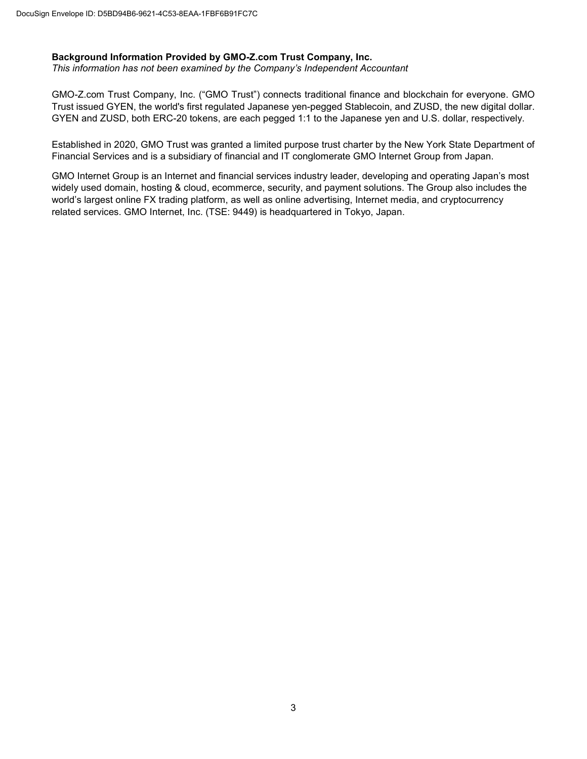**Background Information Provided by GMO-Z.com Trust Company, Inc.**

*This information has not been examined by the Company's Independent Accountant*

GMO-Z.com Trust Company, Inc. ("GMO Trust") connects traditional finance and blockchain for everyone. GMO Trust issued GYEN, the world's first regulated Japanese yen-pegged Stablecoin, and ZUSD, the new digital dollar. GYEN and ZUSD, both ERC-20 tokens, are each pegged 1:1 to the Japanese yen and U.S. dollar, respectively.

Established in 2020, GMO Trust was granted a limited purpose trust charter by the New York State Department of Financial Services and is a subsidiary of financial and IT conglomerate GMO Internet Group from Japan.

GMO Internet Group is an Internet and financial services industry leader, developing and operating Japan's most widely used domain, hosting & cloud, ecommerce, security, and payment solutions. The Group also includes the world's largest online FX trading platform, as well as online advertising, Internet media, and cryptocurrency related services. GMO Internet, Inc. (TSE: 9449) is headquartered in Tokyo, Japan.